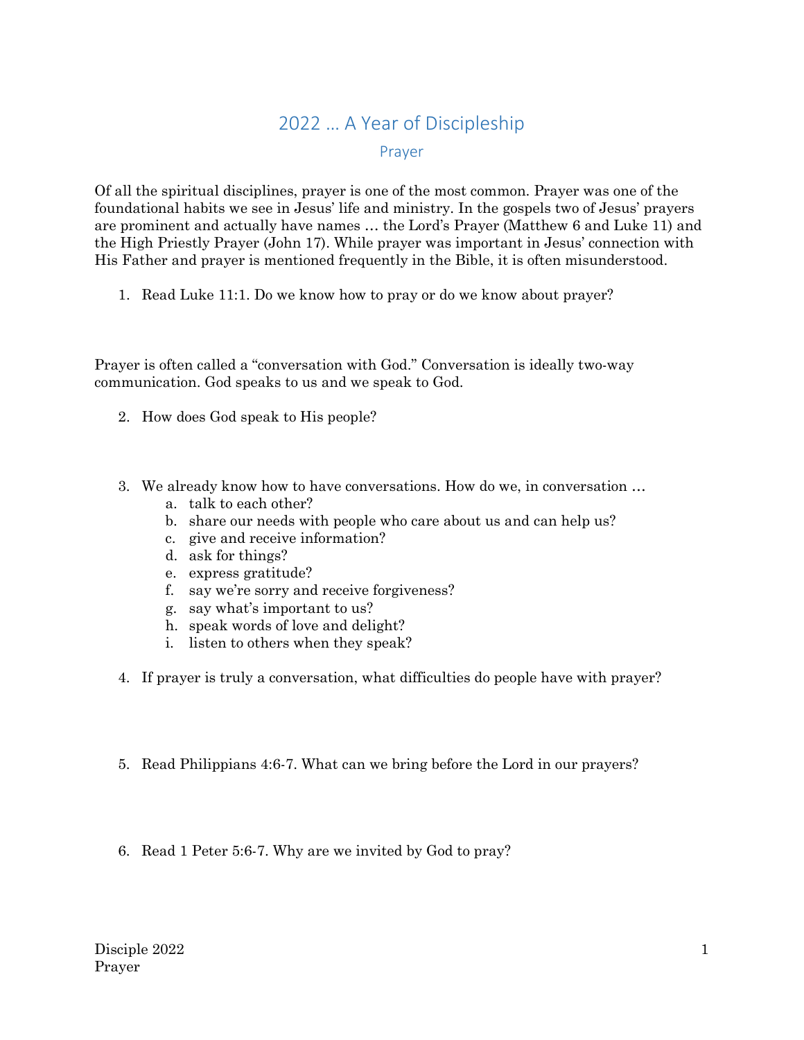# 2022 … A Year of Discipleship

## Prayer

Of all the spiritual disciplines, prayer is one of the most common. Prayer was one of the foundational habits we see in Jesus' life and ministry. In the gospels two of Jesus' prayers are prominent and actually have names … the Lord's Prayer (Matthew 6 and Luke 11) and the High Priestly Prayer (John 17). While prayer was important in Jesus' connection with His Father and prayer is mentioned frequently in the Bible, it is often misunderstood.

1. Read Luke 11:1. Do we know how to pray or do we know about prayer?

Prayer is often called a "conversation with God." Conversation is ideally two-way communication. God speaks to us and we speak to God.

2. How does God speak to His people?

3. We already know how to have conversations. How do we, in conversation …
    a. talk to each other?
    b. share our needs with people who care about us and can help us?
    c. give and receive information?
    d. ask for things?
    e. express gratitude?
    f. say we're sorry and receive forgiveness?
    g. say what's important to us?
    h. speak words of love and delight?
    i. listen to others when they speak?

4. If prayer is truly a conversation, what difficulties do people have with prayer?

5. Read Philippians 4:6-7. What can we bring before the Lord in our prayers?

6. Read 1 Peter 5:6-7. Why are we invited by God to pray?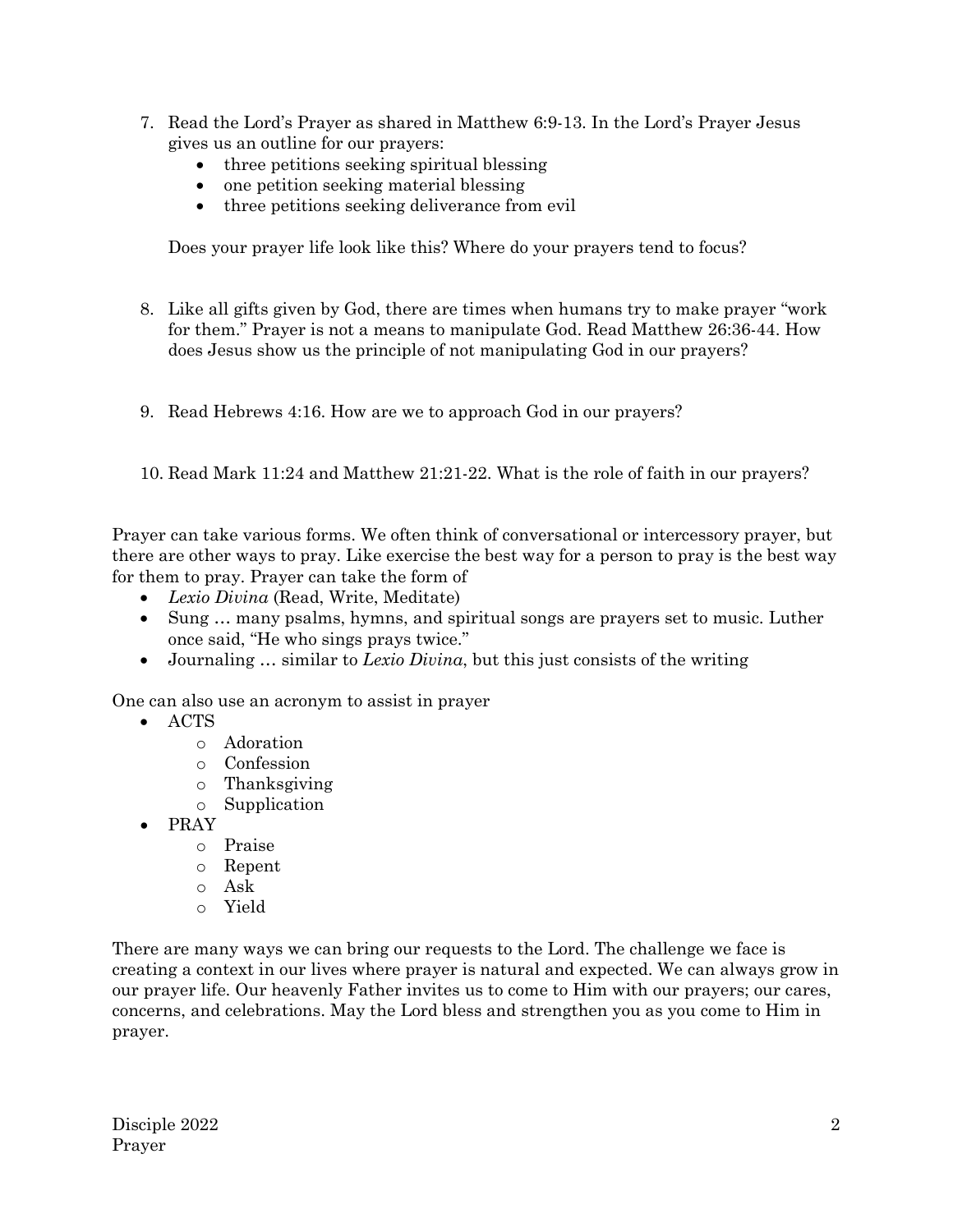7. Read the Lord's Prayer as shared in Matthew 6:9-13. In the Lord's Prayer Jesus gives us an outline for our prayers:
   - three petitions seeking spiritual blessing
   - one petition seeking material blessing
   - three petitions seeking deliverance from evil

   Does your prayer life look like this? Where do your prayers tend to focus?

8. Like all gifts given by God, there are times when humans try to make prayer "work for them." Prayer is not a means to manipulate God. Read Matthew 26:36-44. How does Jesus show us the principle of not manipulating God in our prayers?

9. Read Hebrews 4:16. How are we to approach God in our prayers?

10. Read Mark 11:24 and Matthew 21:21-22. What is the role of faith in our prayers?

Prayer can take various forms. We often think of conversational or intercessory prayer, but there are other ways to pray. Like exercise the best way for a person to pray is the best way for them to pray. Prayer can take the form of

- *Lexio Divina* (Read, Write, Meditate)
- Sung … many psalms, hymns, and spiritual songs are prayers set to music. Luther once said, "He who sings prays twice."
- Journaling … similar to *Lexio Divina*, but this just consists of the writing

One can also use an acronym to assist in prayer

- ACTS
  - Adoration
  - Confession
  - Thanksgiving
  - Supplication
- PRAY
  - Praise
  - Repent
  - Ask
  - Yield

There are many ways we can bring our requests to the Lord. The challenge we face is creating a context in our lives where prayer is natural and expected. We can always grow in our prayer life. Our heavenly Father invites us to come to Him with our prayers; our cares, concerns, and celebrations. May the Lord bless and strengthen you as you come to Him in prayer.